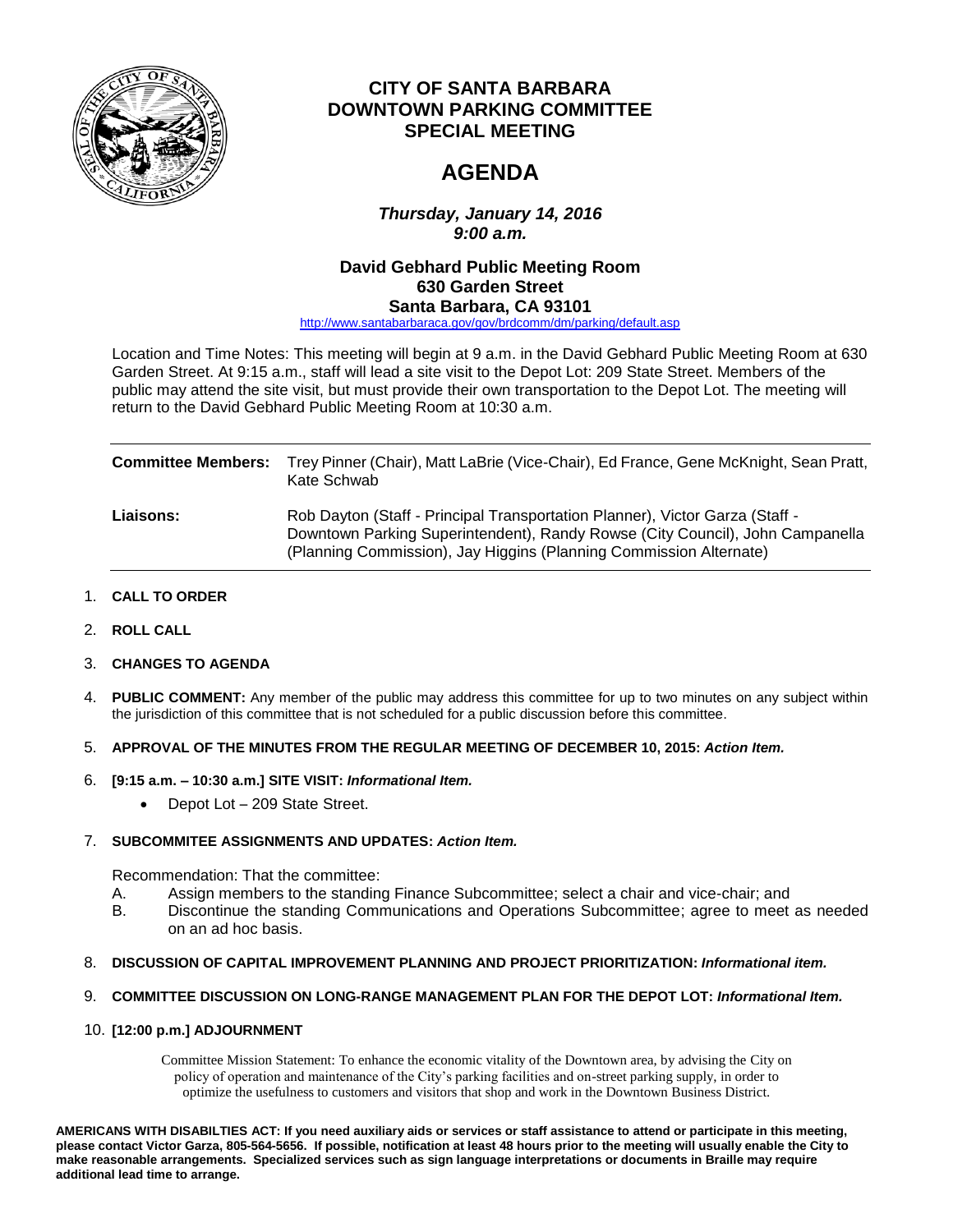# CITY OF SANTA BARBARA DOWNTOWN PARKING COMMITTEE SPECIAL MEETING

# AGENDA

***Thursday, January 14, 2016***
***9:00 a.m.***

**David Gebhard Public Meeting Room**
**630 Garden Street**
**Santa Barbara, CA 93101**

http://www.santabarbaraca.gov/gov/brdcomm/dm/parking/default.asp

Location and Time Notes: This meeting will begin at 9 a.m. in the David Gebhard Public Meeting Room at 630 Garden Street. At 9:15 a.m., staff will lead a site visit to the Depot Lot: 209 State Street. Members of the public may attend the site visit, but must provide their own transportation to the Depot Lot. The meeting will return to the David Gebhard Public Meeting Room at 10:30 a.m.

| | |
|---|---|
| **Committee Members:** | Trey Pinner (Chair), Matt LaBrie (Vice-Chair), Ed France, Gene McKnight, Sean Pratt, Kate Schwab |
| **Liaisons:** | Rob Dayton (Staff - Principal Transportation Planner), Victor Garza (Staff - Downtown Parking Superintendent), Randy Rowse (City Council), John Campanella (Planning Commission), Jay Higgins (Planning Commission Alternate) |

1. **CALL TO ORDER**
2. **ROLL CALL**
3. **CHANGES TO AGENDA**
4. **PUBLIC COMMENT:** Any member of the public may address this committee for up to two minutes on any subject within the jurisdiction of this committee that is not scheduled for a public discussion before this committee.
5. **APPROVAL OF THE MINUTES FROM THE REGULAR MEETING OF DECEMBER 10, 2015:** ***Action Item.***
6. **[9:15 a.m. – 10:30 a.m.] SITE VISIT:** ***Informational Item.***
   - Depot Lot – 209 State Street.
7. **SUBCOMMITEE ASSIGNMENTS AND UPDATES:** ***Action Item.***

   Recommendation: That the committee:

   A. Assign members to the standing Finance Subcommittee; select a chair and vice-chair; and

   B. Discontinue the standing Communications and Operations Subcommittee; agree to meet as needed on an ad hoc basis.
8. **DISCUSSION OF CAPITAL IMPROVEMENT PLANNING AND PROJECT PRIORITIZATION:** ***Informational item.***
9. **COMMITTEE DISCUSSION ON LONG-RANGE MANAGEMENT PLAN FOR THE DEPOT LOT:** ***Informational Item.***
10. **[12:00 p.m.] ADJOURNMENT**

Committee Mission Statement: To enhance the economic vitality of the Downtown area, by advising the City on policy of operation and maintenance of the City's parking facilities and on-street parking supply, in order to optimize the usefulness to customers and visitors that shop and work in the Downtown Business District.

**AMERICANS WITH DISABILTIES ACT: If you need auxiliary aids or services or staff assistance to attend or participate in this meeting, please contact Victor Garza, 805-564-5656. If possible, notification at least 48 hours prior to the meeting will usually enable the City to make reasonable arrangements. Specialized services such as sign language interpretations or documents in Braille may require additional lead time to arrange.**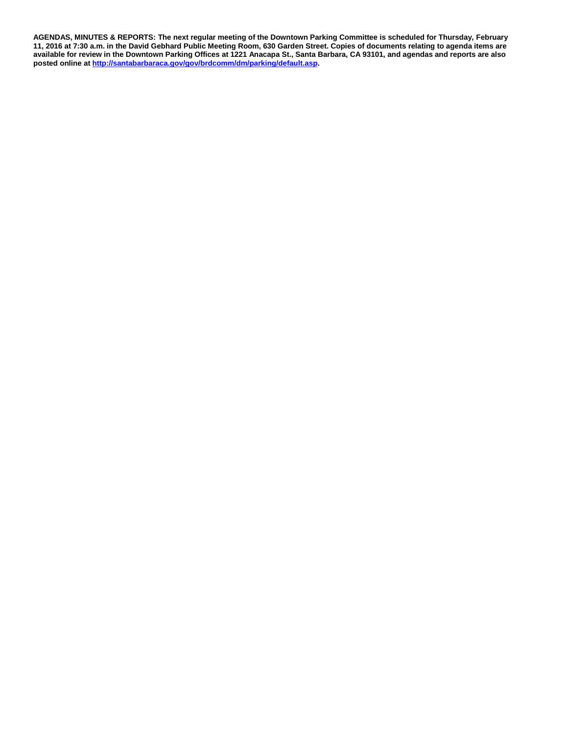**AGENDAS, MINUTES & REPORTS: The next regular meeting of the Downtown Parking Committee is scheduled for Thursday, February 11, 2016 at 7:30 a.m. in the David Gebhard Public Meeting Room, 630 Garden Street. Copies of documents relating to agenda items are available for review in the Downtown Parking Offices at 1221 Anacapa St., Santa Barbara, CA 93101, and agendas and reports are also posted online at [http://santabarbaraca.gov/gov/brdcomm/dm/parking/default.asp](http://santabarbaraca.gov/gov/brdcomm/dm/parking/default.asp).**